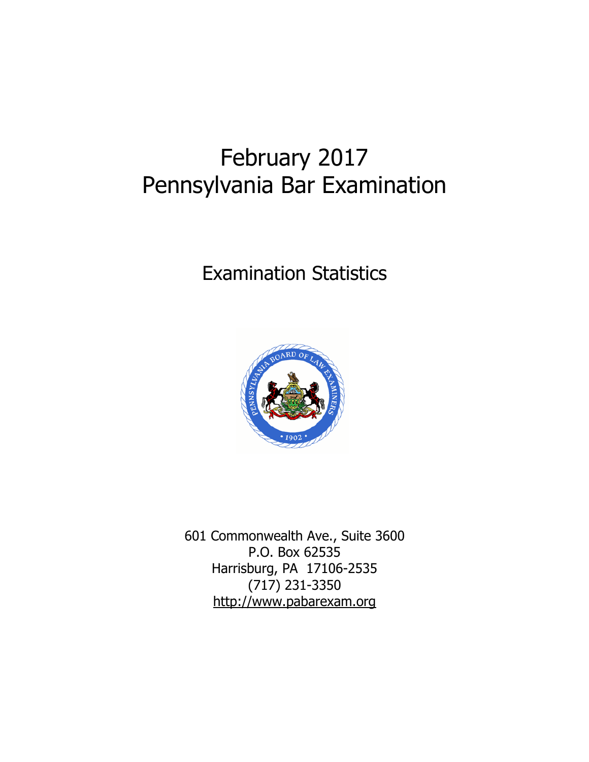# February 2017
# Pennsylvania Bar Examination

## Examination Statistics

601 Commonwealth Ave., Suite 3600
P.O. Box 62535
Harrisburg, PA 17106-2535
(717) 231-3350
http://www.pabarexam.org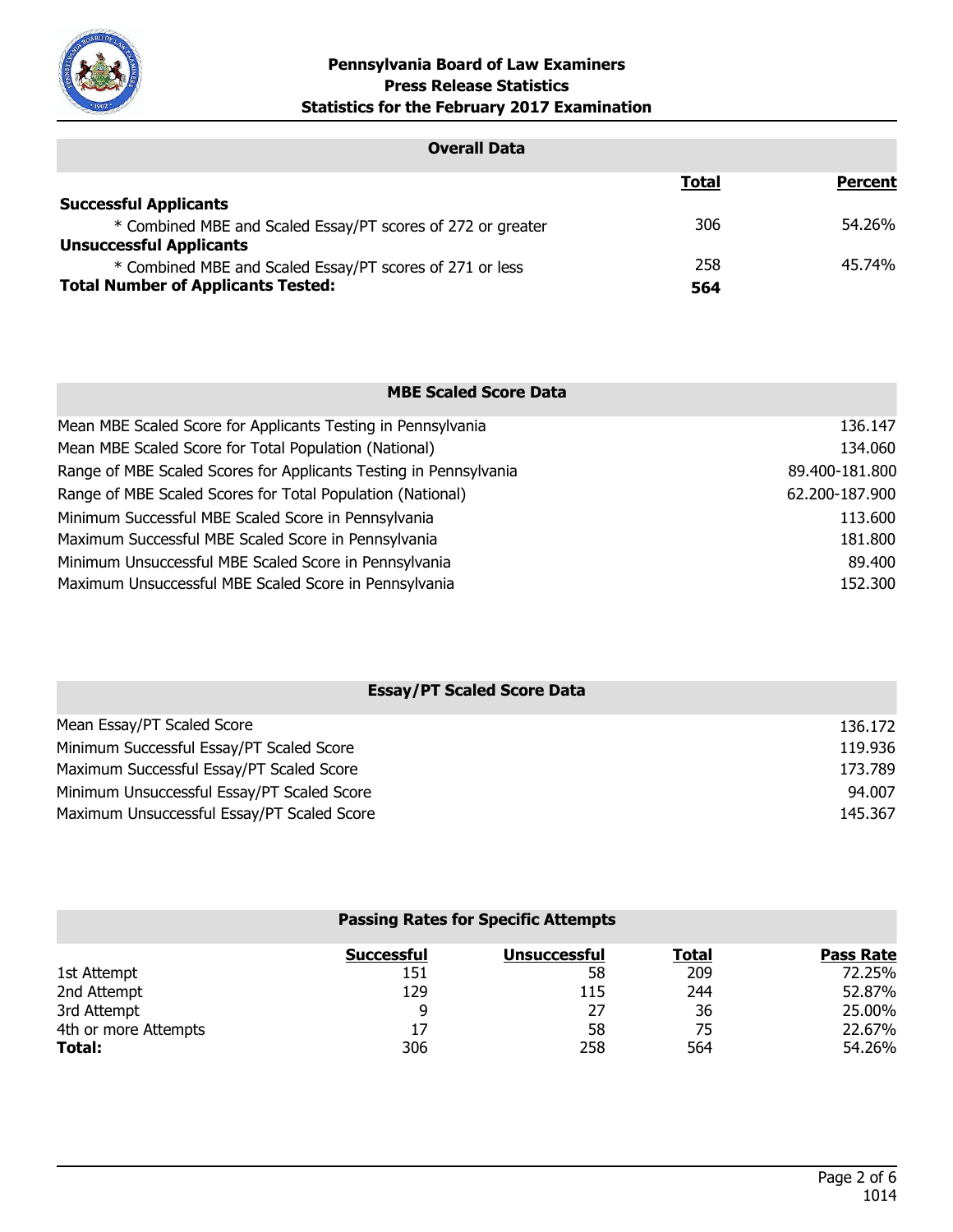# Pennsylvania Board of Law Examiners
## Press Release Statistics
## Statistics for the February 2017 Examination

### Overall Data

| | Total | Percent |
|---|---|---|
| **Successful Applicants** | | |
| * Combined MBE and Scaled Essay/PT scores of 272 or greater | 306 | 54.26% |
| **Unsuccessful Applicants** | | |
| * Combined MBE and Scaled Essay/PT scores of 271 or less | 258 | 45.74% |
| **Total Number of Applicants Tested:** | **564** | |

### MBE Scaled Score Data

| | |
|---|---|
| Mean MBE Scaled Score for Applicants Testing in Pennsylvania | 136.147 |
| Mean MBE Scaled Score for Total Population (National) | 134.060 |
| Range of MBE Scaled Scores for Applicants Testing in Pennsylvania | 89.400-181.800 |
| Range of MBE Scaled Scores for Total Population (National) | 62.200-187.900 |
| Minimum Successful MBE Scaled Score in Pennsylvania | 113.600 |
| Maximum Successful MBE Scaled Score in Pennsylvania | 181.800 |
| Minimum Unsuccessful MBE Scaled Score in Pennsylvania | 89.400 |
| Maximum Unsuccessful MBE Scaled Score in Pennsylvania | 152.300 |

### Essay/PT Scaled Score Data

| | |
|---|---|
| Mean Essay/PT Scaled Score | 136.172 |
| Minimum Successful Essay/PT Scaled Score | 119.936 |
| Maximum Successful Essay/PT Scaled Score | 173.789 |
| Minimum Unsuccessful Essay/PT Scaled Score | 94.007 |
| Maximum Unsuccessful Essay/PT Scaled Score | 145.367 |

### Passing Rates for Specific Attempts

| | Successful | Unsuccessful | Total | Pass Rate |
|---|---|---|---|---|
| 1st Attempt | 151 | 58 | 209 | 72.25% |
| 2nd Attempt | 129 | 115 | 244 | 52.87% |
| 3rd Attempt | 9 | 27 | 36 | 25.00% |
| 4th or more Attempts | 17 | 58 | 75 | 22.67% |
| **Total:** | 306 | 258 | 564 | 54.26% |

1014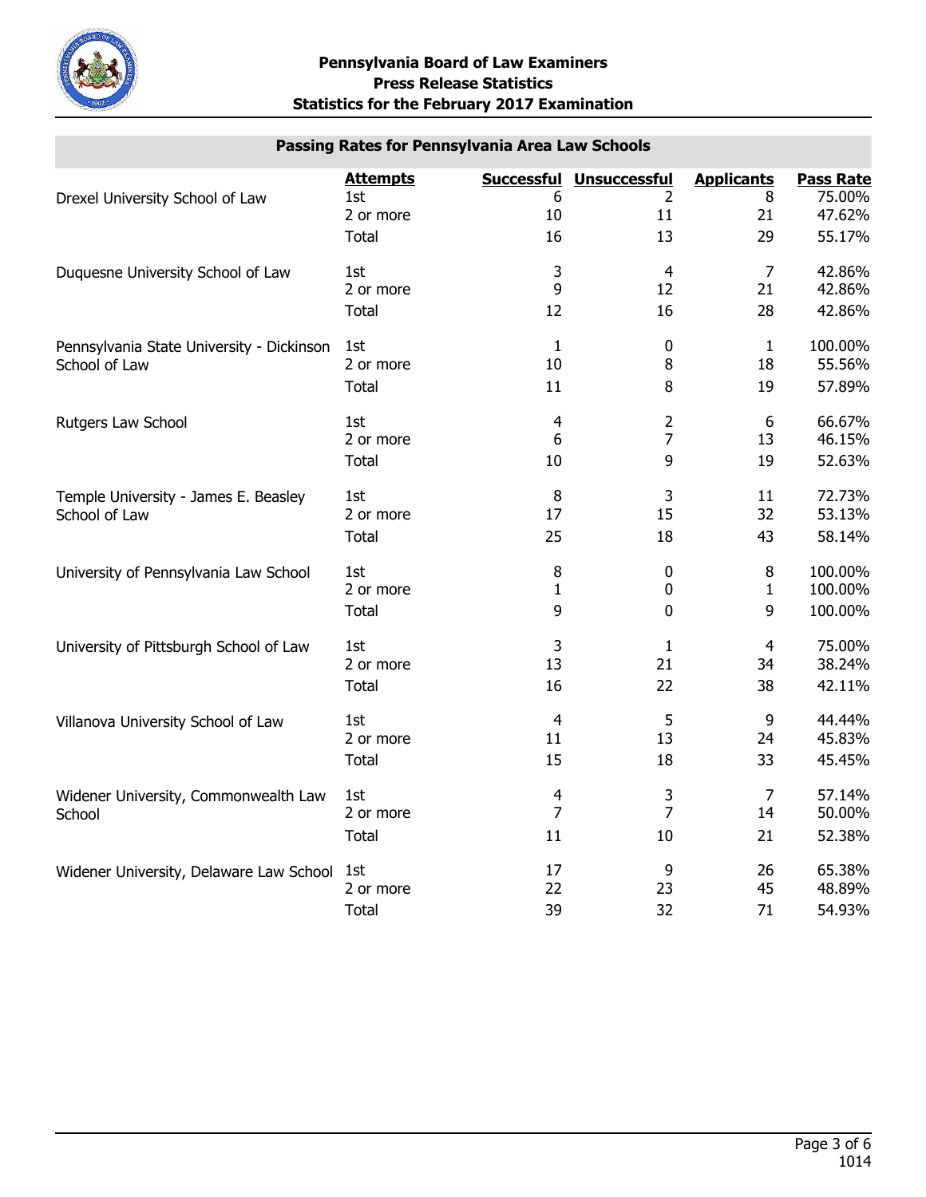# Pennsylvania Board of Law Examiners
## Press Release Statistics
## Statistics for the February 2017 Examination

### Passing Rates for Pennsylvania Area Law Schools

| | Attempts | Successful | Unsuccessful | Applicants | Pass Rate |
|---|---|---|---|---|---|
| Drexel University School of Law | 1st | 6 | 2 | 8 | 75.00% |
| | 2 or more | 10 | 11 | 21 | 47.62% |
| | Total | 16 | 13 | 29 | 55.17% |
| Duquesne University School of Law | 1st | 3 | 4 | 7 | 42.86% |
| | 2 or more | 9 | 12 | 21 | 42.86% |
| | Total | 12 | 16 | 28 | 42.86% |
| Pennsylvania State University - Dickinson School of Law | 1st | 1 | 0 | 1 | 100.00% |
| | 2 or more | 10 | 8 | 18 | 55.56% |
| | Total | 11 | 8 | 19 | 57.89% |
| Rutgers Law School | 1st | 4 | 2 | 6 | 66.67% |
| | 2 or more | 6 | 7 | 13 | 46.15% |
| | Total | 10 | 9 | 19 | 52.63% |
| Temple University - James E. Beasley School of Law | 1st | 8 | 3 | 11 | 72.73% |
| | 2 or more | 17 | 15 | 32 | 53.13% |
| | Total | 25 | 18 | 43 | 58.14% |
| University of Pennsylvania Law School | 1st | 8 | 0 | 8 | 100.00% |
| | 2 or more | 1 | 0 | 1 | 100.00% |
| | Total | 9 | 0 | 9 | 100.00% |
| University of Pittsburgh School of Law | 1st | 3 | 1 | 4 | 75.00% |
| | 2 or more | 13 | 21 | 34 | 38.24% |
| | Total | 16 | 22 | 38 | 42.11% |
| Villanova University School of Law | 1st | 4 | 5 | 9 | 44.44% |
| | 2 or more | 11 | 13 | 24 | 45.83% |
| | Total | 15 | 18 | 33 | 45.45% |
| Widener University, Commonwealth Law School | 1st | 4 | 3 | 7 | 57.14% |
| | 2 or more | 7 | 7 | 14 | 50.00% |
| | Total | 11 | 10 | 21 | 52.38% |
| Widener University, Delaware Law School | 1st | 17 | 9 | 26 | 65.38% |
| | 2 or more | 22 | 23 | 45 | 48.89% |
| | Total | 39 | 32 | 71 | 54.93% |

1014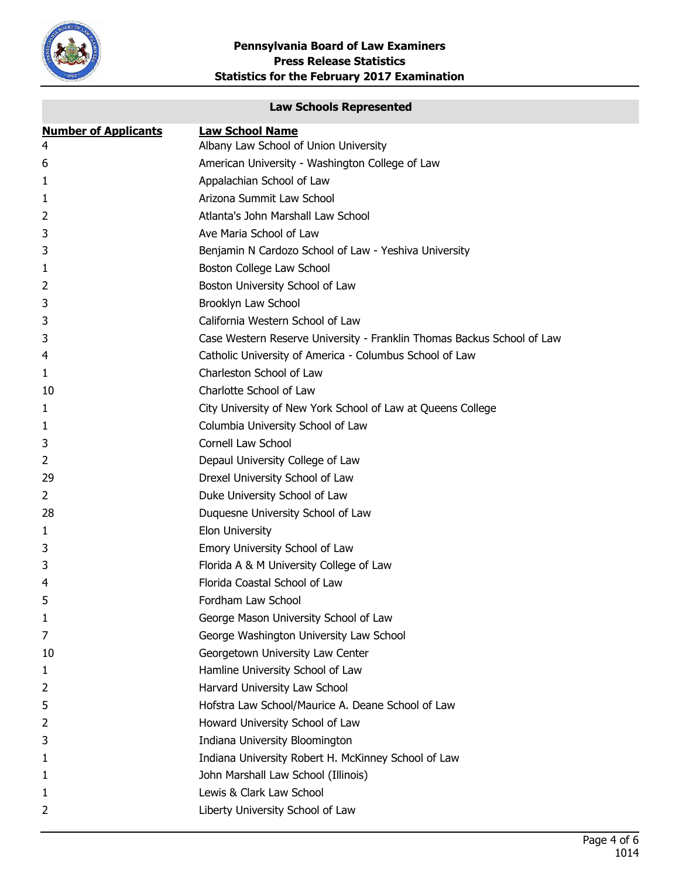**Pennsylvania Board of Law Examiners**
**Press Release Statistics**
**Statistics for the February 2017 Examination**

## Law Schools Represented

| Number of Applicants | Law School Name |
| --- | --- |
| 4 | Albany Law School of Union University |
| 6 | American University - Washington College of Law |
| 1 | Appalachian School of Law |
| 1 | Arizona Summit Law School |
| 2 | Atlanta's John Marshall Law School |
| 3 | Ave Maria School of Law |
| 3 | Benjamin N Cardozo School of Law - Yeshiva University |
| 1 | Boston College Law School |
| 2 | Boston University School of Law |
| 3 | Brooklyn Law School |
| 3 | California Western School of Law |
| 3 | Case Western Reserve University - Franklin Thomas Backus School of Law |
| 4 | Catholic University of America - Columbus School of Law |
| 1 | Charleston School of Law |
| 10 | Charlotte School of Law |
| 1 | City University of New York School of Law at Queens College |
| 1 | Columbia University School of Law |
| 3 | Cornell Law School |
| 2 | Depaul University College of Law |
| 29 | Drexel University School of Law |
| 2 | Duke University School of Law |
| 28 | Duquesne University School of Law |
| 1 | Elon University |
| 3 | Emory University School of Law |
| 3 | Florida A & M University College of Law |
| 4 | Florida Coastal School of Law |
| 5 | Fordham Law School |
| 1 | George Mason University School of Law |
| 7 | George Washington University Law School |
| 10 | Georgetown University Law Center |
| 1 | Hamline University School of Law |
| 2 | Harvard University Law School |
| 5 | Hofstra Law School/Maurice A. Deane School of Law |
| 2 | Howard University School of Law |
| 3 | Indiana University Bloomington |
| 1 | Indiana University Robert H. McKinney School of Law |
| 1 | John Marshall Law School (Illinois) |
| 1 | Lewis & Clark Law School |
| 2 | Liberty University School of Law |

1014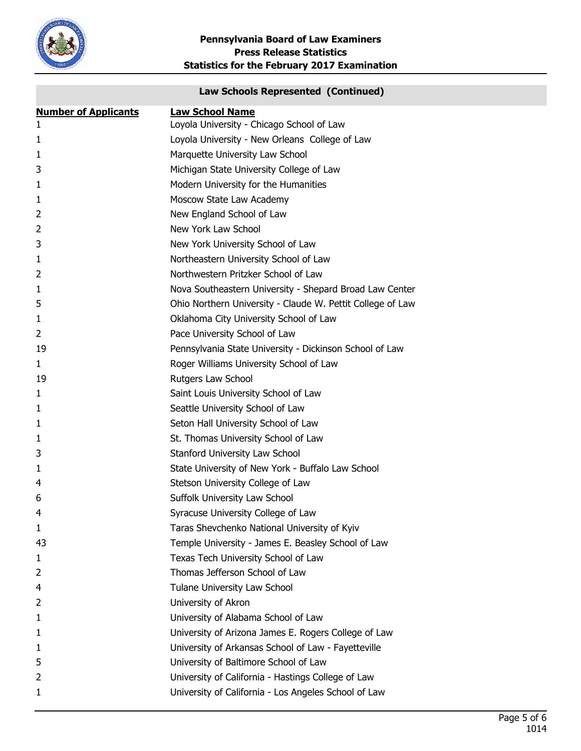## Law Schools Represented (Continued)

| Number of Applicants | Law School Name |
|---|---|
| 1 | Loyola University - Chicago School of Law |
| 1 | Loyola University - New Orleans College of Law |
| 1 | Marquette University Law School |
| 3 | Michigan State University College of Law |
| 1 | Modern University for the Humanities |
| 1 | Moscow State Law Academy |
| 2 | New England School of Law |
| 2 | New York Law School |
| 3 | New York University School of Law |
| 1 | Northeastern University School of Law |
| 2 | Northwestern Pritzker School of Law |
| 1 | Nova Southeastern University - Shepard Broad Law Center |
| 5 | Ohio Northern University - Claude W. Pettit College of Law |
| 1 | Oklahoma City University School of Law |
| 2 | Pace University School of Law |
| 19 | Pennsylvania State University - Dickinson School of Law |
| 1 | Roger Williams University School of Law |
| 19 | Rutgers Law School |
| 1 | Saint Louis University School of Law |
| 1 | Seattle University School of Law |
| 1 | Seton Hall University School of Law |
| 1 | St. Thomas University School of Law |
| 3 | Stanford University Law School |
| 1 | State University of New York - Buffalo Law School |
| 4 | Stetson University College of Law |
| 6 | Suffolk University Law School |
| 4 | Syracuse University College of Law |
| 1 | Taras Shevchenko National University of Kyiv |
| 43 | Temple University - James E. Beasley School of Law |
| 1 | Texas Tech University School of Law |
| 2 | Thomas Jefferson School of Law |
| 4 | Tulane University Law School |
| 2 | University of Akron |
| 1 | University of Alabama School of Law |
| 1 | University of Arizona James E. Rogers College of Law |
| 1 | University of Arkansas School of Law - Fayetteville |
| 5 | University of Baltimore School of Law |
| 2 | University of California - Hastings College of Law |
| 1 | University of California - Los Angeles School of Law |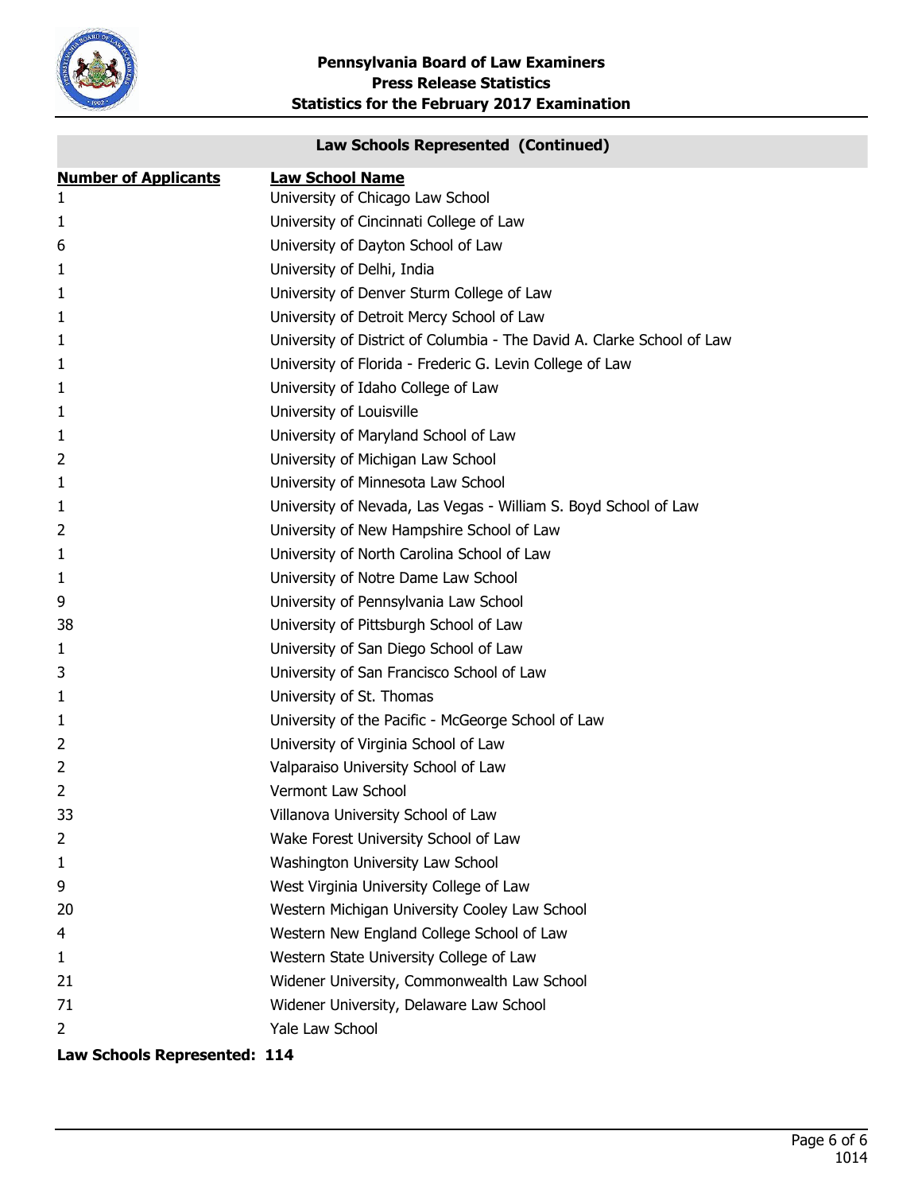## Law Schools Represented (Continued)

| Number of Applicants | Law School Name |
|---|---|
| 1 | University of Chicago Law School |
| 1 | University of Cincinnati College of Law |
| 6 | University of Dayton School of Law |
| 1 | University of Delhi, India |
| 1 | University of Denver Sturm College of Law |
| 1 | University of Detroit Mercy School of Law |
| 1 | University of District of Columbia - The David A. Clarke School of Law |
| 1 | University of Florida - Frederic G. Levin College of Law |
| 1 | University of Idaho College of Law |
| 1 | University of Louisville |
| 1 | University of Maryland School of Law |
| 2 | University of Michigan Law School |
| 1 | University of Minnesota Law School |
| 1 | University of Nevada, Las Vegas - William S. Boyd School of Law |
| 2 | University of New Hampshire School of Law |
| 1 | University of North Carolina School of Law |
| 1 | University of Notre Dame Law School |
| 9 | University of Pennsylvania Law School |
| 38 | University of Pittsburgh School of Law |
| 1 | University of San Diego School of Law |
| 3 | University of San Francisco School of Law |
| 1 | University of St. Thomas |
| 1 | University of the Pacific - McGeorge School of Law |
| 2 | University of Virginia School of Law |
| 2 | Valparaiso University School of Law |
| 2 | Vermont Law School |
| 33 | Villanova University School of Law |
| 2 | Wake Forest University School of Law |
| 1 | Washington University Law School |
| 9 | West Virginia University College of Law |
| 20 | Western Michigan University Cooley Law School |
| 4 | Western New England College School of Law |
| 1 | Western State University College of Law |
| 21 | Widener University, Commonwealth Law School |
| 71 | Widener University, Delaware Law School |
| 2 | Yale Law School |

**Law Schools Represented: 114**